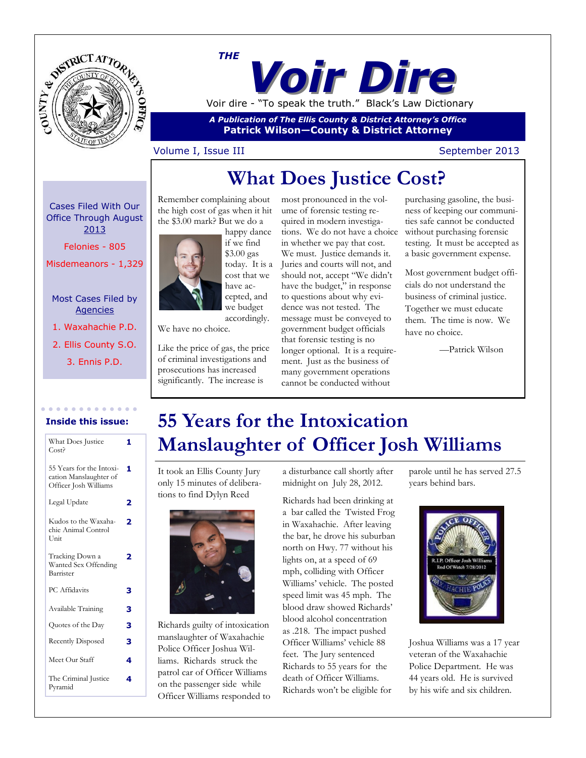# THE Voir Dire

Voir dire - "To speak the truth." Black's Law Dictionary

*A Publication of The Ellis County & District Attorney's Office*

**Patrick Wilson—County & District Attorney**

Volume I, Issue III — September 2013

**Cases Filed With Our Office Through August 2013**

Felonies - 805

Misdemeanors - 1,329

**Most Cases Filed by Agencies**

1. Waxahachie P.D.
2. Ellis County S.O.
3. Ennis P.D.

**Inside this issue:**

| | |
|---|---|
| What Does Justice Cost? | 1 |
| 55 Years for the Intoxication Manslaughter of Officer Josh Williams | 1 |
| Legal Update | 2 |
| Kudos to the Waxahachie Animal Control Unit | 2 |
| Tracking Down a Wanted Sex Offending Barrister | 2 |
| PC Affidavits | 3 |
| Available Training | 3 |
| Quotes of the Day | 3 |
| Recently Disposed | 3 |
| Meet Our Staff | 4 |
| The Criminal Justice Pyramid | 4 |

## What Does Justice Cost?

Remember complaining about the high cost of gas when it hit the $3.00 mark? But we do a happy dance if we find $3.00 gas today. It is a cost that we have accepted, and we budget accordingly. We have no choice.

Like the price of gas, the price of criminal investigations and prosecutions has increased significantly. The increase is most pronounced in the volume of forensic testing required in modern investigations. We do not have a choice in whether we pay that cost. We must. Justice demands it. Juries and courts will not, and should not, accept "We didn't have the budget," in response to questions about why evidence was not tested. The message must be conveyed to government budget officials that forensic testing is no longer optional. It is a requirement. Just as the business of many government operations cannot be conducted without purchasing gasoline, the business of keeping our communities safe cannot be conducted without purchasing forensic testing. It must be accepted as a basic government expense.

Most government budget officials do not understand the business of criminal justice. Together we must educate them. The time is now. We have no choice.

—Patrick Wilson

## 55 Years for the Intoxication Manslaughter of Officer Josh Williams

It took an Ellis County Jury only 15 minutes of deliberations to find Dylyn Reed Richards guilty of intoxication manslaughter of Waxahachie Police Officer Joshua Williams. Richards struck the patrol car of Officer Williams on the passenger side while Officer Williams responded to a disturbance call shortly after midnight on July 28, 2012.

Richards had been drinking at a bar called the Twisted Frog in Waxahachie. After leaving the bar, he drove his suburban north on Hwy. 77 without his lights on, at a speed of 69 mph, colliding with Officer Williams' vehicle. The posted speed limit was 45 mph. The blood draw showed Richards' blood alcohol concentration as .218. The impact pushed Officer Williams' vehicle 88 feet. The Jury sentenced Richards to 55 years for the death of Officer Williams. Richards won't be eligible for parole until he has served 27.5 years behind bars.

R.I.P. Officer Josh Williams End Of Watch 7/28/2012

Joshua Williams was a 17 year veteran of the Waxahachie Police Department. He was 44 years old. He is survived by his wife and six children.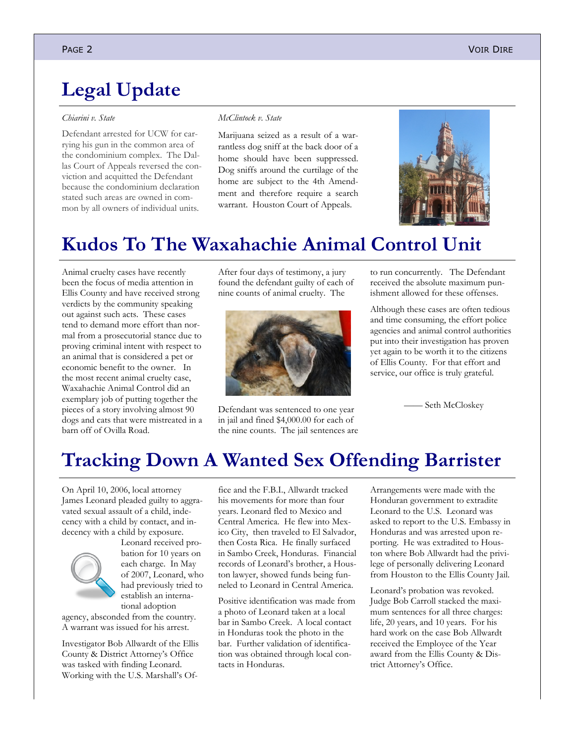# Legal Update

*Chiarini v. State*

Defendant arrested for UCW for carrying his gun in the common area of the condominium complex. The Dallas Court of Appeals reversed the conviction and acquitted the Defendant because the condominium declaration stated such areas are owned in common by all owners of individual units.

*McClintock v. State*

Marijuana seized as a result of a warrantless dog sniff at the back door of a home should have been suppressed. Dog sniffs around the curtilage of the home are subject to the 4th Amendment and therefore require a search warrant. Houston Court of Appeals.

# Kudos To The Waxahachie Animal Control Unit

Animal cruelty cases have recently been the focus of media attention in Ellis County and have received strong verdicts by the community speaking out against such acts. These cases tend to demand more effort than normal from a prosecutorial stance due to proving criminal intent with respect to an animal that is considered a pet or economic benefit to the owner. In the most recent animal cruelty case, Waxahachie Animal Control did an exemplary job of putting together the pieces of a story involving almost 90 dogs and cats that were mistreated in a barn off of Ovilla Road.

After four days of testimony, a jury found the defendant guilty of each of nine counts of animal cruelty. The Defendant was sentenced to one year in jail and fined $4,000.00 for each of the nine counts. The jail sentences are to run concurrently. The Defendant received the absolute maximum punishment allowed for these offenses.

Although these cases are often tedious and time consuming, the effort police agencies and animal control authorities put into their investigation has proven yet again to be worth it to the citizens of Ellis County. For that effort and service, our office is truly grateful.

—— Seth McCloskey

# Tracking Down A Wanted Sex Offending Barrister

On April 10, 2006, local attorney James Leonard pleaded guilty to aggravated sexual assault of a child, indecency with a child by contact, and indecency with a child by exposure. Leonard received probation for 10 years on each charge. In May of 2007, Leonard, who had previously tried to establish an international adoption agency, absconded from the country. A warrant was issued for his arrest.

Investigator Bob Allwardt of the Ellis County & District Attorney's Office was tasked with finding Leonard. Working with the U.S. Marshall's Office and the F.B.I., Allwardt tracked his movements for more than four years. Leonard fled to Mexico and Central America. He flew into Mexico City, then traveled to El Salvador, then Costa Rica. He finally surfaced in Sambo Creek, Honduras. Financial records of Leonard's brother, a Houston lawyer, showed funds being funneled to Leonard in Central America.

Positive identification was made from a photo of Leonard taken at a local bar in Sambo Creek. A local contact in Honduras took the photo in the bar. Further validation of identification was obtained through local contacts in Honduras.

Arrangements were made with the Honduran government to extradite Leonard to the U.S. Leonard was asked to report to the U.S. Embassy in Honduras and was arrested upon reporting. He was extradited to Houston where Bob Allwardt had the privilege of personally delivering Leonard from Houston to the Ellis County Jail.

Leonard's probation was revoked. Judge Bob Carroll stacked the maximum sentences for all three charges: life, 20 years, and 10 years. For his hard work on the case Bob Allwardt received the Employee of the Year award from the Ellis County & District Attorney's Office.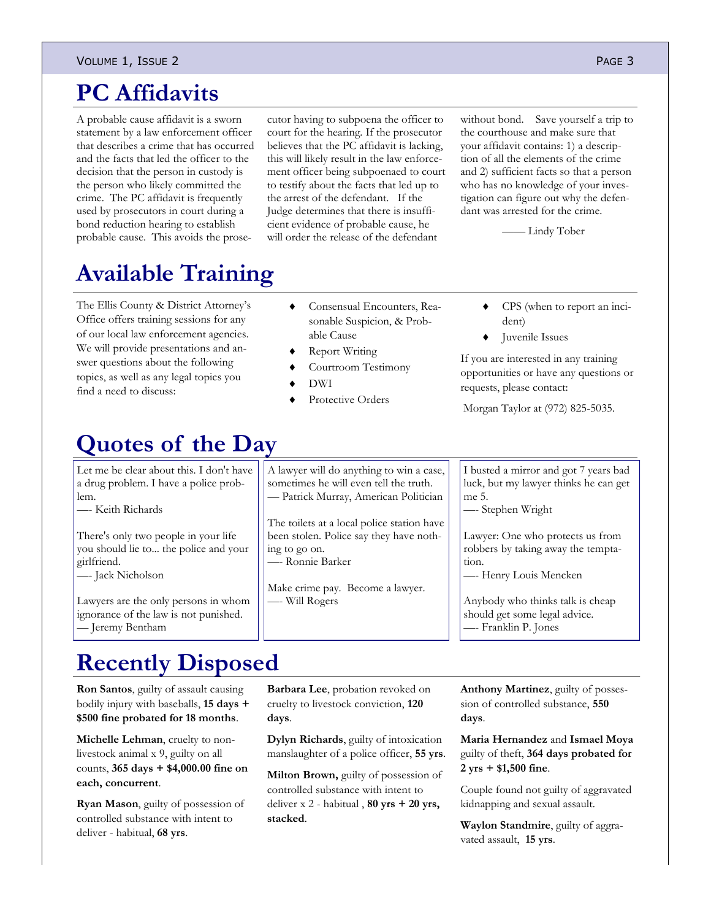# PC Affidavits

A probable cause affidavit is a sworn statement by a law enforcement officer that describes a crime that has occurred and the facts that led the officer to the decision that the person in custody is the person who likely committed the crime. The PC affidavit is frequently used by prosecutors in court during a bond reduction hearing to establish probable cause. This avoids the prosecutor having to subpoena the officer to court for the hearing. If the prosecutor believes that the PC affidavit is lacking, this will likely result in the law enforcement officer being subpoenaed to court to testify about the facts that led up to the arrest of the defendant. If the Judge determines that there is insufficient evidence of probable cause, he will order the release of the defendant without bond. Save yourself a trip to the courthouse and make sure that your affidavit contains: 1) a description of all the elements of the crime and 2) sufficient facts so that a person who has no knowledge of your investigation can figure out why the defendant was arrested for the crime.

—— Lindy Tober

# Available Training

The Ellis County & District Attorney's Office offers training sessions for any of our local law enforcement agencies. We will provide presentations and answer questions about the following topics, as well as any legal topics you find a need to discuss:

- Consensual Encounters, Reasonable Suspicion, & Probable Cause
- Report Writing
- Courtroom Testimony
- DWI
- Protective Orders
- CPS (when to report an incident)
- Juvenile Issues

If you are interested in any training opportunities or have any questions or requests, please contact:

Morgan Taylor at (972) 825-5035.

# Quotes of the Day

Let me be clear about this. I don't have a drug problem. I have a police problem.
—- Keith Richards

There's only two people in your life you should lie to... the police and your girlfriend.
—- Jack Nicholson

Lawyers are the only persons in whom ignorance of the law is not punished.
— Jeremy Bentham

A lawyer will do anything to win a case, sometimes he will even tell the truth.
— Patrick Murray, American Politician

The toilets at a local police station have been stolen. Police say they have nothing to go on.
—- Ronnie Barker

Make crime pay. Become a lawyer.
—- Will Rogers

I busted a mirror and got 7 years bad luck, but my lawyer thinks he can get me 5.
—- Stephen Wright

Lawyer: One who protects us from robbers by taking away the temptation.
—- Henry Louis Mencken

Anybody who thinks talk is cheap should get some legal advice.
—- Franklin P. Jones

# Recently Disposed

**Ron Santos**, guilty of assault causing bodily injury with baseballs, **15 days + $500 fine probated for 18 months**.

**Michelle Lehman**, cruelty to non-livestock animal x 9, guilty on all counts, **365 days + $4,000.00 fine on each, concurrent**.

**Ryan Mason**, guilty of possession of controlled substance with intent to deliver - habitual, **68 yrs**.

**Barbara Lee**, probation revoked on cruelty to livestock conviction, **120 days**.

**Dylyn Richards**, guilty of intoxication manslaughter of a police officer, **55 yrs**.

**Milton Brown,** guilty of possession of controlled substance with intent to deliver x 2 - habitual , **80 yrs + 20 yrs, stacked**.

**Anthony Martinez**, guilty of possession of controlled substance, **550 days**.

**Maria Hernandez** and **Ismael Moya** guilty of theft, **364 days probated for 2 yrs + $1,500 fine**.

Couple found not guilty of aggravated kidnapping and sexual assault.

**Waylon Standmire**, guilty of aggravated assault, **15 yrs**.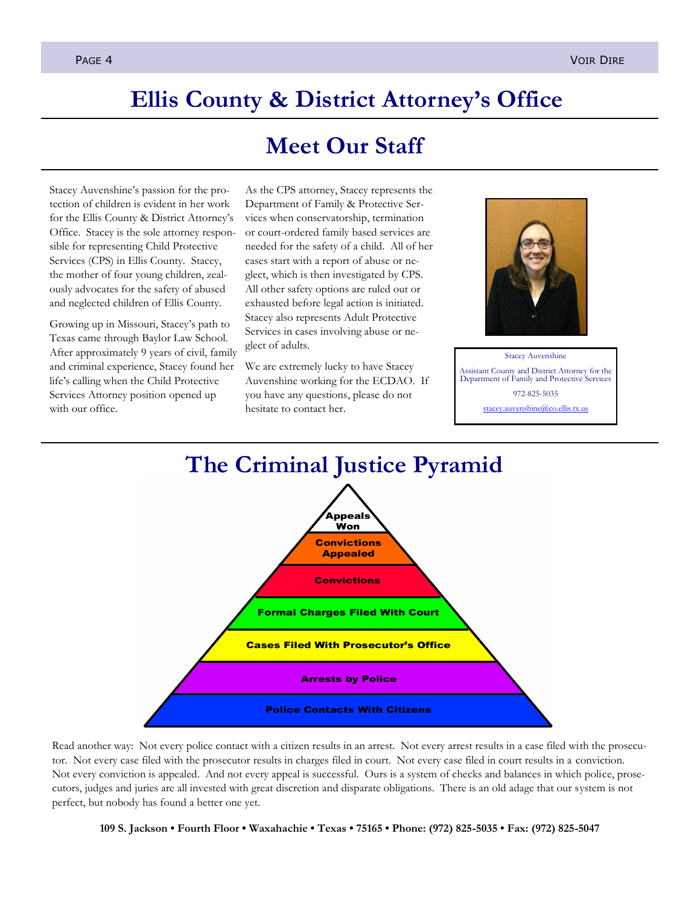# Ellis County & District Attorney's Office

## Meet Our Staff

Stacey Auvenshine's passion for the protection of children is evident in her work for the Ellis County & District Attorney's Office. Stacey is the sole attorney responsible for representing Child Protective Services (CPS) in Ellis County. Stacey, the mother of four young children, zealously advocates for the safety of abused and neglected children of Ellis County.

Growing up in Missouri, Stacey's path to Texas came through Baylor Law School. After approximately 9 years of civil, family and criminal experience, Stacey found her life's calling when the Child Protective Services Attorney position opened up with our office.

As the CPS attorney, Stacey represents the Department of Family & Protective Services when conservatorship, termination or court-ordered family based services are needed for the safety of a child. All of her cases start with a report of abuse or neglect, which is then investigated by CPS. All other safety options are ruled out or exhausted before legal action is initiated. Stacey also represents Adult Protective Services in cases involving abuse or neglect of adults.

We are extremely lucky to have Stacey Auvenshine working for the ECDAO. If you have any questions, please do not hesitate to contact her.

Stacey Auvenshine

Assistant County and District Attorney for the Department of Family and Protective Services

972-825-5035

stacey.auvenshine@co.ellis.tx.us

## The Criminal Justice Pyramid

Appeals Won

Convictions Appealed

Convictions

Formal Charges Filed With Court

Cases Filed With Prosecutor's Office

Arrests by Police

Police Contacts With Citizens

Read another way: Not every police contact with a citizen results in an arrest. Not every arrest results in a case filed with the prosecutor. Not every case filed with the prosecutor results in charges filed in court. Not every case filed in court results in a conviction. Not every conviction is appealed. And not every appeal is successful. Ours is a system of checks and balances in which police, prosecutors, judges and juries are all invested with great discretion and disparate obligations. There is an old adage that our system is not perfect, but nobody has found a better one yet.

**109 S. Jackson • Fourth Floor • Waxahachie • Texas • 75165 • Phone: (972) 825-5035 • Fax: (972) 825-5047**